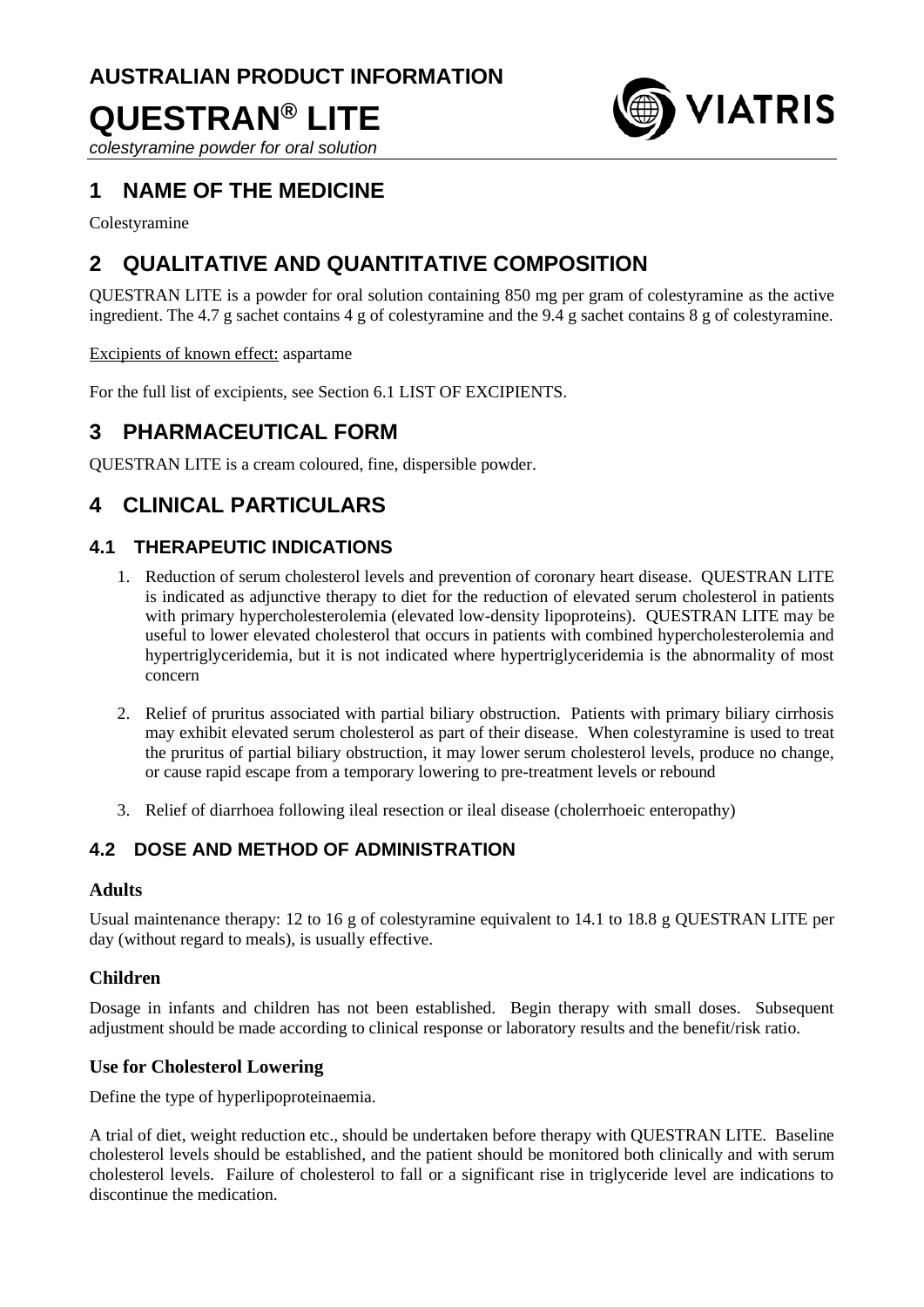# AUSTRALIAN PRODUCT INFORMATION

# QUESTRAN® LITE

*colestyramine powder for oral solution*

## 1 NAME OF THE MEDICINE

Colestyramine

## 2 QUALITATIVE AND QUANTITATIVE COMPOSITION

QUESTRAN LITE is a powder for oral solution containing 850 mg per gram of colestyramine as the active ingredient. The 4.7 g sachet contains 4 g of colestyramine and the 9.4 g sachet contains 8 g of colestyramine.

Excipients of known effect: aspartame

For the full list of excipients, see Section 6.1 LIST OF EXCIPIENTS.

## 3 PHARMACEUTICAL FORM

QUESTRAN LITE is a cream coloured, fine, dispersible powder.

## 4 CLINICAL PARTICULARS

### 4.1 THERAPEUTIC INDICATIONS

1. Reduction of serum cholesterol levels and prevention of coronary heart disease. QUESTRAN LITE is indicated as adjunctive therapy to diet for the reduction of elevated serum cholesterol in patients with primary hypercholesterolemia (elevated low-density lipoproteins). QUESTRAN LITE may be useful to lower elevated cholesterol that occurs in patients with combined hypercholesterolemia and hypertriglyceridemia, but it is not indicated where hypertriglyceridemia is the abnormality of most concern

2. Relief of pruritus associated with partial biliary obstruction. Patients with primary biliary cirrhosis may exhibit elevated serum cholesterol as part of their disease. When colestyramine is used to treat the pruritus of partial biliary obstruction, it may lower serum cholesterol levels, produce no change, or cause rapid escape from a temporary lowering to pre-treatment levels or rebound

3. Relief of diarrhoea following ileal resection or ileal disease (cholerrhoeic enteropathy)

### 4.2 DOSE AND METHOD OF ADMINISTRATION

#### Adults

Usual maintenance therapy: 12 to 16 g of colestyramine equivalent to 14.1 to 18.8 g QUESTRAN LITE per day (without regard to meals), is usually effective.

#### Children

Dosage in infants and children has not been established. Begin therapy with small doses. Subsequent adjustment should be made according to clinical response or laboratory results and the benefit/risk ratio.

#### Use for Cholesterol Lowering

Define the type of hyperlipoproteinaemia.

A trial of diet, weight reduction etc., should be undertaken before therapy with QUESTRAN LITE. Baseline cholesterol levels should be established, and the patient should be monitored both clinically and with serum cholesterol levels. Failure of cholesterol to fall or a significant rise in triglyceride level are indications to discontinue the medication.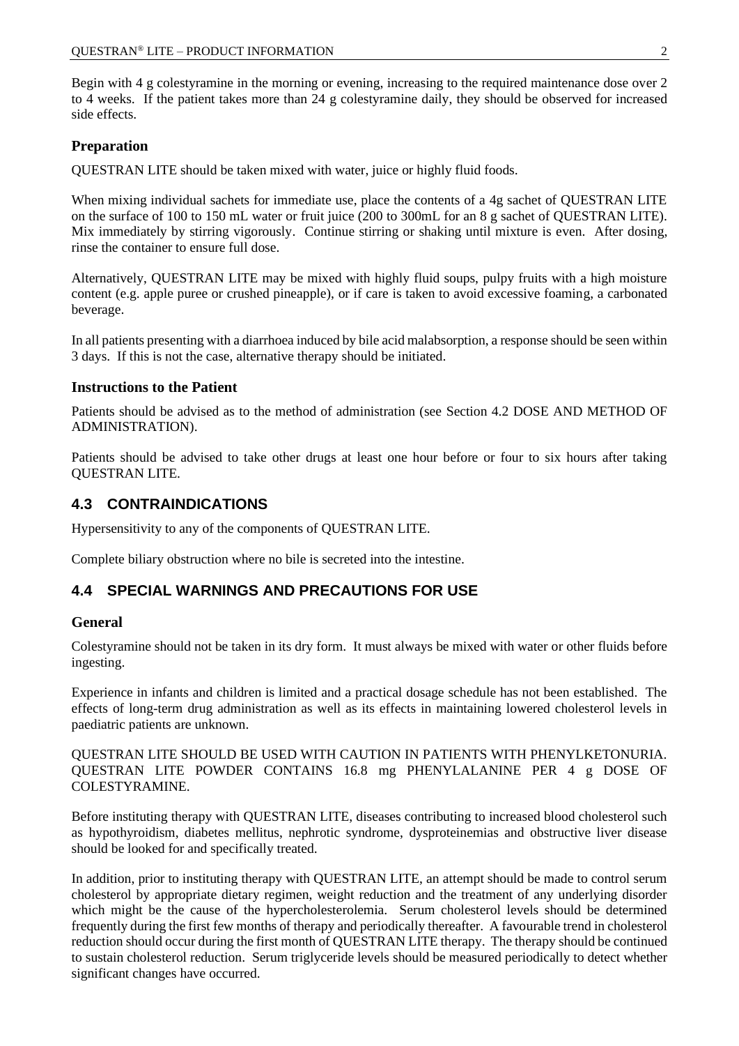Begin with 4 g colestyramine in the morning or evening, increasing to the required maintenance dose over 2 to 4 weeks. If the patient takes more than 24 g colestyramine daily, they should be observed for increased side effects.

### Preparation

QUESTRAN LITE should be taken mixed with water, juice or highly fluid foods.

When mixing individual sachets for immediate use, place the contents of a 4g sachet of QUESTRAN LITE on the surface of 100 to 150 mL water or fruit juice (200 to 300mL for an 8 g sachet of QUESTRAN LITE). Mix immediately by stirring vigorously. Continue stirring or shaking until mixture is even. After dosing, rinse the container to ensure full dose.

Alternatively, QUESTRAN LITE may be mixed with highly fluid soups, pulpy fruits with a high moisture content (e.g. apple puree or crushed pineapple), or if care is taken to avoid excessive foaming, a carbonated beverage.

In all patients presenting with a diarrhoea induced by bile acid malabsorption, a response should be seen within 3 days. If this is not the case, alternative therapy should be initiated.

### Instructions to the Patient

Patients should be advised as to the method of administration (see Section 4.2 DOSE AND METHOD OF ADMINISTRATION).

Patients should be advised to take other drugs at least one hour before or four to six hours after taking QUESTRAN LITE.

## 4.3 CONTRAINDICATIONS

Hypersensitivity to any of the components of QUESTRAN LITE.

Complete biliary obstruction where no bile is secreted into the intestine.

## 4.4 SPECIAL WARNINGS AND PRECAUTIONS FOR USE

### General

Colestyramine should not be taken in its dry form. It must always be mixed with water or other fluids before ingesting.

Experience in infants and children is limited and a practical dosage schedule has not been established. The effects of long-term drug administration as well as its effects in maintaining lowered cholesterol levels in paediatric patients are unknown.

QUESTRAN LITE SHOULD BE USED WITH CAUTION IN PATIENTS WITH PHENYLKETONURIA. QUESTRAN LITE POWDER CONTAINS 16.8 mg PHENYLALANINE PER 4 g DOSE OF COLESTYRAMINE.

Before instituting therapy with QUESTRAN LITE, diseases contributing to increased blood cholesterol such as hypothyroidism, diabetes mellitus, nephrotic syndrome, dysproteinemias and obstructive liver disease should be looked for and specifically treated.

In addition, prior to instituting therapy with QUESTRAN LITE, an attempt should be made to control serum cholesterol by appropriate dietary regimen, weight reduction and the treatment of any underlying disorder which might be the cause of the hypercholesterolemia. Serum cholesterol levels should be determined frequently during the first few months of therapy and periodically thereafter. A favourable trend in cholesterol reduction should occur during the first month of QUESTRAN LITE therapy. The therapy should be continued to sustain cholesterol reduction. Serum triglyceride levels should be measured periodically to detect whether significant changes have occurred.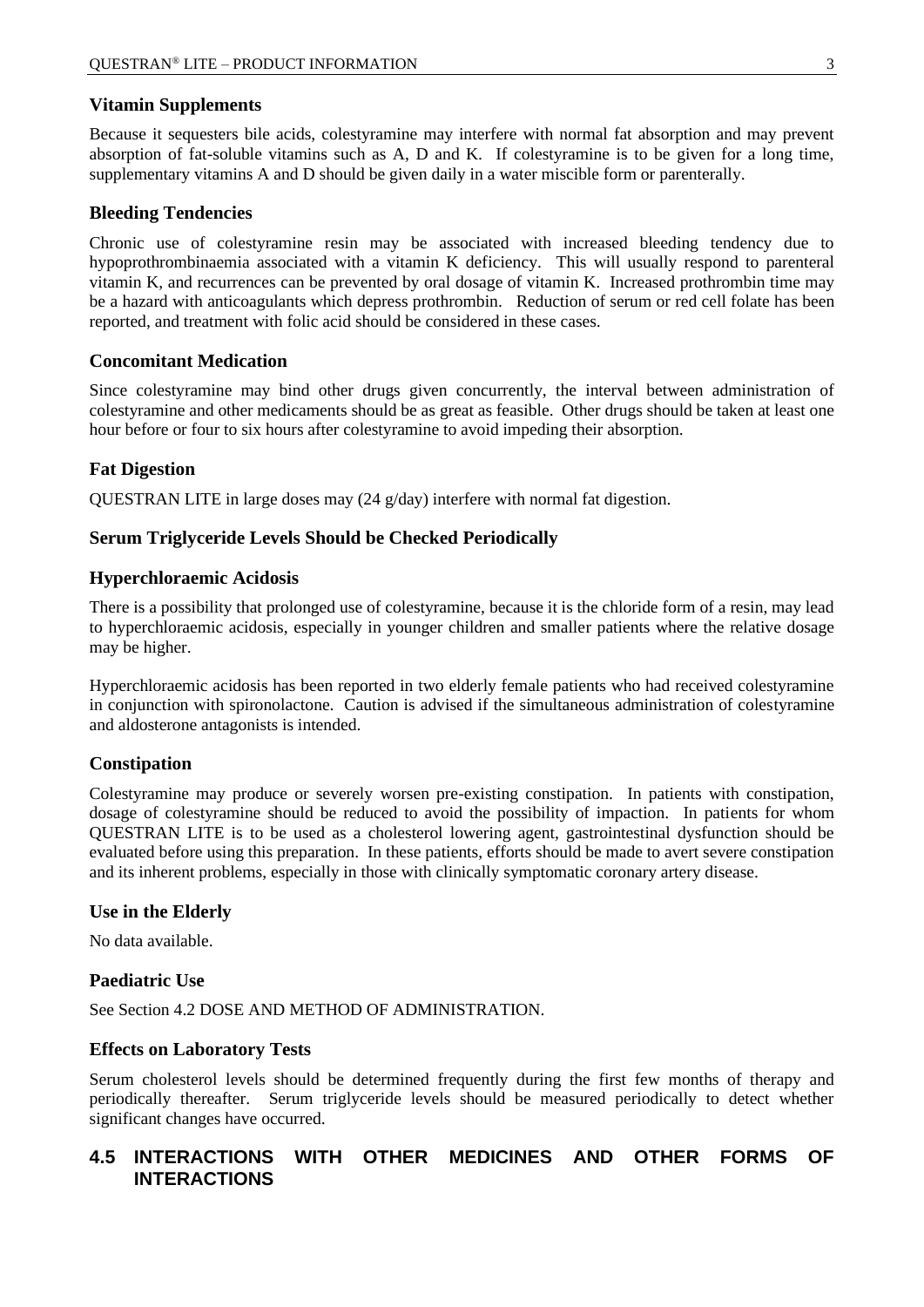### Vitamin Supplements

Because it sequesters bile acids, colestyramine may interfere with normal fat absorption and may prevent absorption of fat-soluble vitamins such as A, D and K. If colestyramine is to be given for a long time, supplementary vitamins A and D should be given daily in a water miscible form or parenterally.

### Bleeding Tendencies

Chronic use of colestyramine resin may be associated with increased bleeding tendency due to hypoprothrombinaemia associated with a vitamin K deficiency. This will usually respond to parenteral vitamin K, and recurrences can be prevented by oral dosage of vitamin K. Increased prothrombin time may be a hazard with anticoagulants which depress prothrombin. Reduction of serum or red cell folate has been reported, and treatment with folic acid should be considered in these cases.

### Concomitant Medication

Since colestyramine may bind other drugs given concurrently, the interval between administration of colestyramine and other medicaments should be as great as feasible. Other drugs should be taken at least one hour before or four to six hours after colestyramine to avoid impeding their absorption.

### Fat Digestion

QUESTRAN LITE in large doses may (24 g/day) interfere with normal fat digestion.

### Serum Triglyceride Levels Should be Checked Periodically

### Hyperchloraemic Acidosis

There is a possibility that prolonged use of colestyramine, because it is the chloride form of a resin, may lead to hyperchloraemic acidosis, especially in younger children and smaller patients where the relative dosage may be higher.

Hyperchloraemic acidosis has been reported in two elderly female patients who had received colestyramine in conjunction with spironolactone. Caution is advised if the simultaneous administration of colestyramine and aldosterone antagonists is intended.

### Constipation

Colestyramine may produce or severely worsen pre-existing constipation. In patients with constipation, dosage of colestyramine should be reduced to avoid the possibility of impaction. In patients for whom QUESTRAN LITE is to be used as a cholesterol lowering agent, gastrointestinal dysfunction should be evaluated before using this preparation. In these patients, efforts should be made to avert severe constipation and its inherent problems, especially in those with clinically symptomatic coronary artery disease.

### Use in the Elderly

No data available.

### Paediatric Use

See Section 4.2 DOSE AND METHOD OF ADMINISTRATION.

### Effects on Laboratory Tests

Serum cholesterol levels should be determined frequently during the first few months of therapy and periodically thereafter. Serum triglyceride levels should be measured periodically to detect whether significant changes have occurred.

## 4.5 INTERACTIONS WITH OTHER MEDICINES AND OTHER FORMS OF INTERACTIONS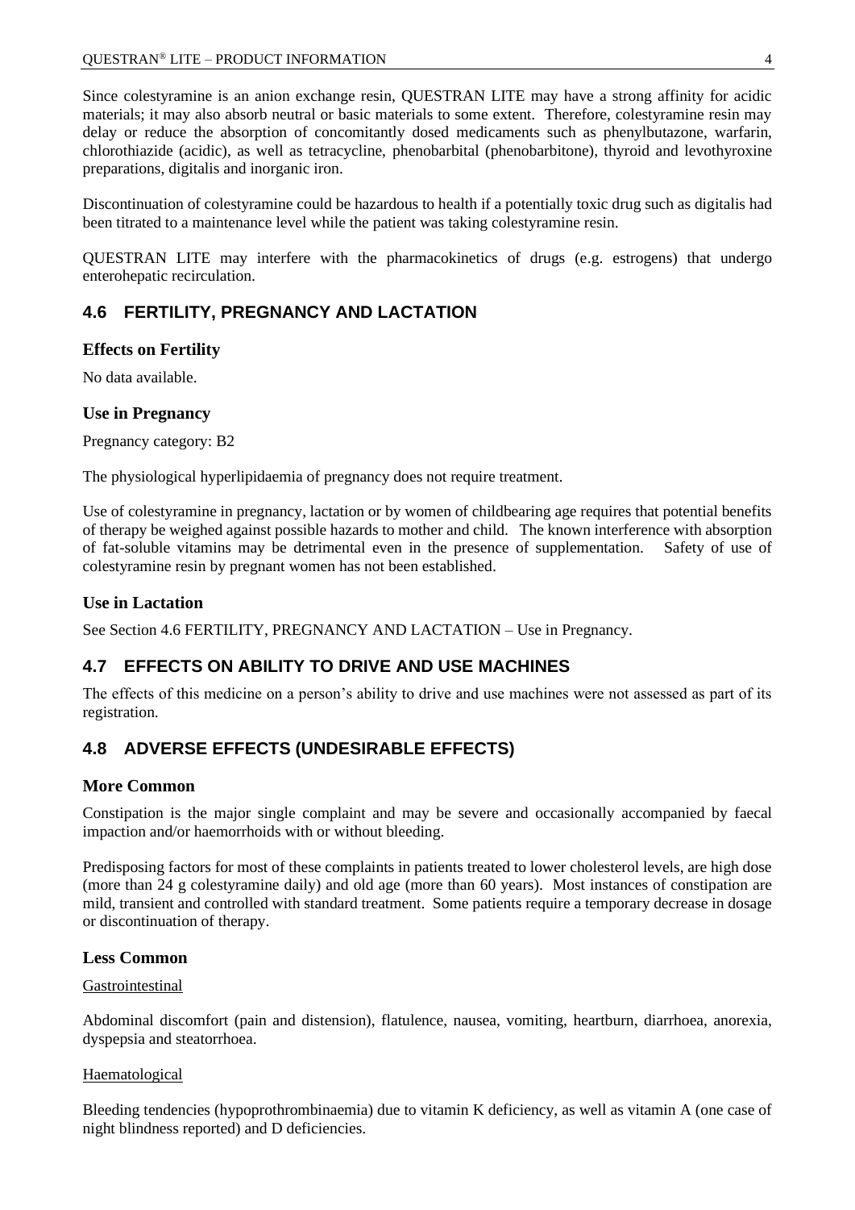Since colestyramine is an anion exchange resin, QUESTRAN LITE may have a strong affinity for acidic materials; it may also absorb neutral or basic materials to some extent. Therefore, colestyramine resin may delay or reduce the absorption of concomitantly dosed medicaments such as phenylbutazone, warfarin, chlorothiazide (acidic), as well as tetracycline, phenobarbital (phenobarbitone), thyroid and levothyroxine preparations, digitalis and inorganic iron.

Discontinuation of colestyramine could be hazardous to health if a potentially toxic drug such as digitalis had been titrated to a maintenance level while the patient was taking colestyramine resin.

QUESTRAN LITE may interfere with the pharmacokinetics of drugs (e.g. estrogens) that undergo enterohepatic recirculation.

## 4.6 FERTILITY, PREGNANCY AND LACTATION

### Effects on Fertility

No data available.

### Use in Pregnancy

Pregnancy category: B2

The physiological hyperlipidaemia of pregnancy does not require treatment.

Use of colestyramine in pregnancy, lactation or by women of childbearing age requires that potential benefits of therapy be weighed against possible hazards to mother and child. The known interference with absorption of fat-soluble vitamins may be detrimental even in the presence of supplementation. Safety of use of colestyramine resin by pregnant women has not been established.

### Use in Lactation

See Section 4.6 FERTILITY, PREGNANCY AND LACTATION – Use in Pregnancy.

## 4.7 EFFECTS ON ABILITY TO DRIVE AND USE MACHINES

The effects of this medicine on a person's ability to drive and use machines were not assessed as part of its registration.

## 4.8 ADVERSE EFFECTS (UNDESIRABLE EFFECTS)

### More Common

Constipation is the major single complaint and may be severe and occasionally accompanied by faecal impaction and/or haemorrhoids with or without bleeding.

Predisposing factors for most of these complaints in patients treated to lower cholesterol levels, are high dose (more than 24 g colestyramine daily) and old age (more than 60 years). Most instances of constipation are mild, transient and controlled with standard treatment. Some patients require a temporary decrease in dosage or discontinuation of therapy.

### Less Common

Gastrointestinal

Abdominal discomfort (pain and distension), flatulence, nausea, vomiting, heartburn, diarrhoea, anorexia, dyspepsia and steatorrhoea.

Haematological

Bleeding tendencies (hypoprothrombinaemia) due to vitamin K deficiency, as well as vitamin A (one case of night blindness reported) and D deficiencies.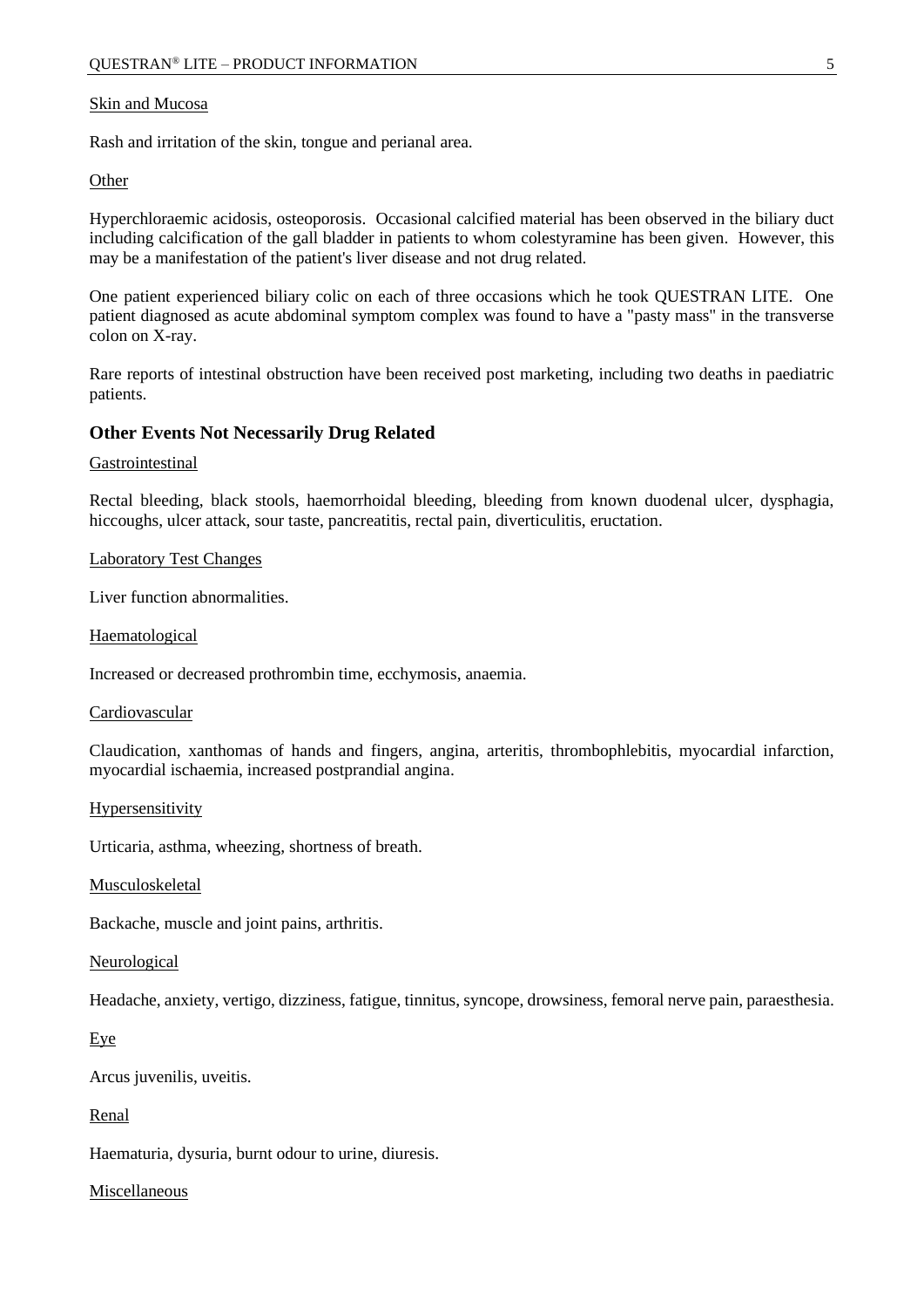Skin and Mucosa

Rash and irritation of the skin, tongue and perianal area.

Other

Hyperchloraemic acidosis, osteoporosis. Occasional calcified material has been observed in the biliary duct including calcification of the gall bladder in patients to whom colestyramine has been given. However, this may be a manifestation of the patient's liver disease and not drug related.

One patient experienced biliary colic on each of three occasions which he took QUESTRAN LITE. One patient diagnosed as acute abdominal symptom complex was found to have a "pasty mass" in the transverse colon on X-ray.

Rare reports of intestinal obstruction have been received post marketing, including two deaths in paediatric patients.

### Other Events Not Necessarily Drug Related

Gastrointestinal

Rectal bleeding, black stools, haemorrhoidal bleeding, bleeding from known duodenal ulcer, dysphagia, hiccoughs, ulcer attack, sour taste, pancreatitis, rectal pain, diverticulitis, eructation.

Laboratory Test Changes

Liver function abnormalities.

Haematological

Increased or decreased prothrombin time, ecchymosis, anaemia.

Cardiovascular

Claudication, xanthomas of hands and fingers, angina, arteritis, thrombophlebitis, myocardial infarction, myocardial ischaemia, increased postprandial angina.

Hypersensitivity

Urticaria, asthma, wheezing, shortness of breath.

Musculoskeletal

Backache, muscle and joint pains, arthritis.

Neurological

Headache, anxiety, vertigo, dizziness, fatigue, tinnitus, syncope, drowsiness, femoral nerve pain, paraesthesia.

Eye

Arcus juvenilis, uveitis.

Renal

Haematuria, dysuria, burnt odour to urine, diuresis.

Miscellaneous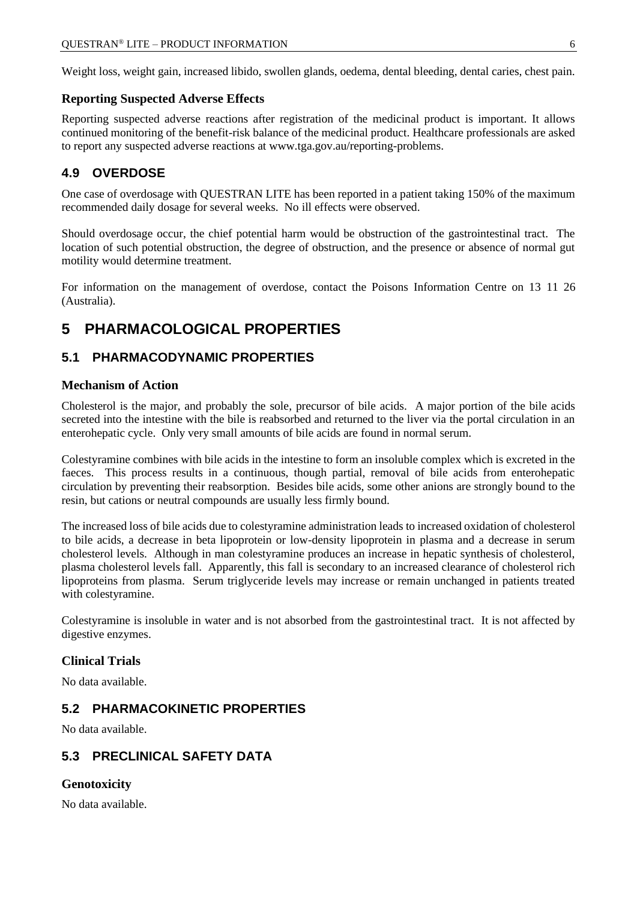Weight loss, weight gain, increased libido, swollen glands, oedema, dental bleeding, dental caries, chest pain.

### Reporting Suspected Adverse Effects

Reporting suspected adverse reactions after registration of the medicinal product is important. It allows continued monitoring of the benefit-risk balance of the medicinal product. Healthcare professionals are asked to report any suspected adverse reactions at www.tga.gov.au/reporting-problems.

## 4.9 OVERDOSE

One case of overdosage with QUESTRAN LITE has been reported in a patient taking 150% of the maximum recommended daily dosage for several weeks. No ill effects were observed.

Should overdosage occur, the chief potential harm would be obstruction of the gastrointestinal tract. The location of such potential obstruction, the degree of obstruction, and the presence or absence of normal gut motility would determine treatment.

For information on the management of overdose, contact the Poisons Information Centre on 13 11 26 (Australia).

# 5 PHARMACOLOGICAL PROPERTIES

## 5.1 PHARMACODYNAMIC PROPERTIES

### Mechanism of Action

Cholesterol is the major, and probably the sole, precursor of bile acids. A major portion of the bile acids secreted into the intestine with the bile is reabsorbed and returned to the liver via the portal circulation in an enterohepatic cycle. Only very small amounts of bile acids are found in normal serum.

Colestyramine combines with bile acids in the intestine to form an insoluble complex which is excreted in the faeces. This process results in a continuous, though partial, removal of bile acids from enterohepatic circulation by preventing their reabsorption. Besides bile acids, some other anions are strongly bound to the resin, but cations or neutral compounds are usually less firmly bound.

The increased loss of bile acids due to colestyramine administration leads to increased oxidation of cholesterol to bile acids, a decrease in beta lipoprotein or low-density lipoprotein in plasma and a decrease in serum cholesterol levels. Although in man colestyramine produces an increase in hepatic synthesis of cholesterol, plasma cholesterol levels fall. Apparently, this fall is secondary to an increased clearance of cholesterol rich lipoproteins from plasma. Serum triglyceride levels may increase or remain unchanged in patients treated with colestyramine.

Colestyramine is insoluble in water and is not absorbed from the gastrointestinal tract. It is not affected by digestive enzymes.

### Clinical Trials

No data available.

## 5.2 PHARMACOKINETIC PROPERTIES

No data available.

## 5.3 PRECLINICAL SAFETY DATA

### Genotoxicity

No data available.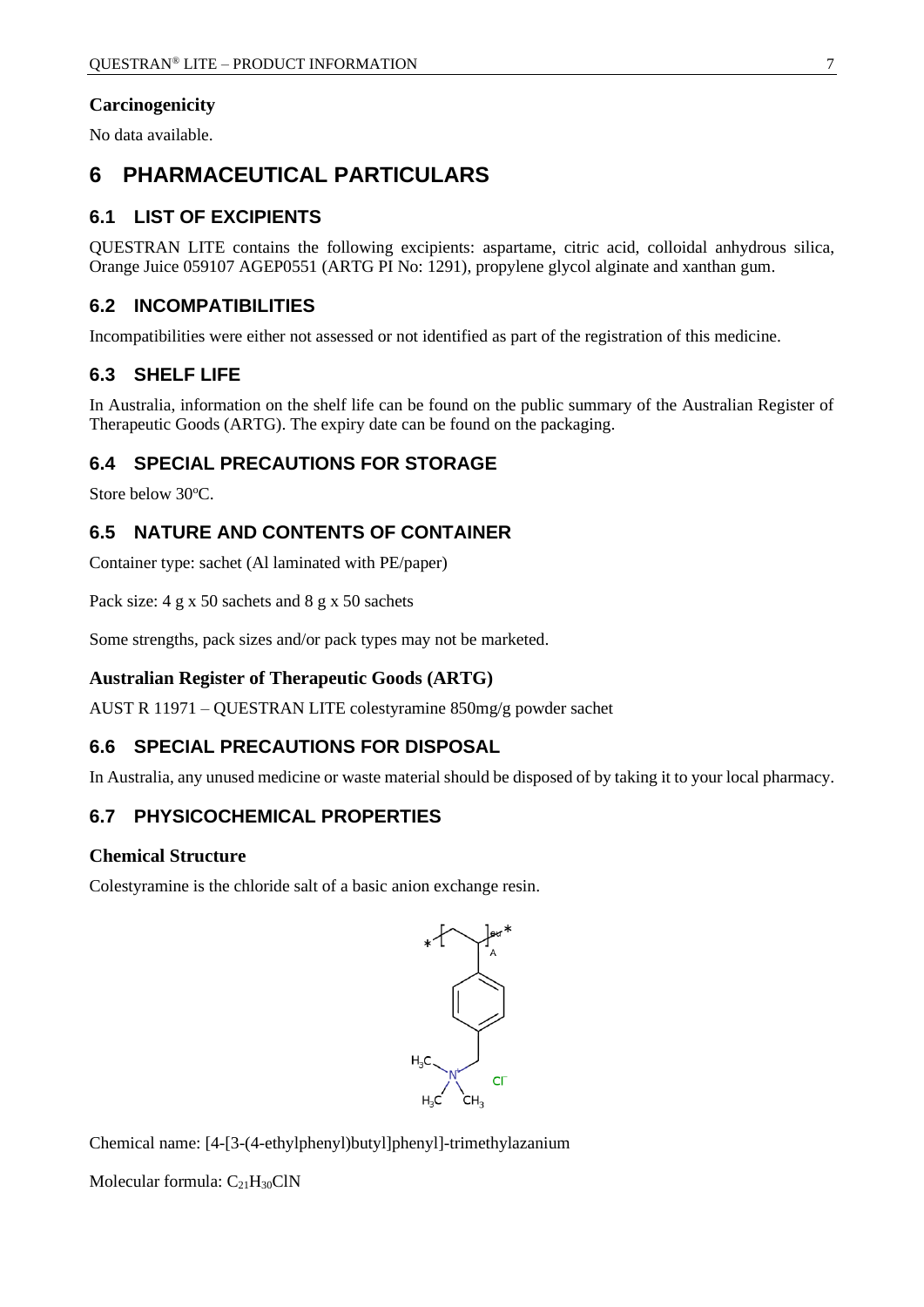### Carcinogenicity

No data available.

# 6 PHARMACEUTICAL PARTICULARS

## 6.1 LIST OF EXCIPIENTS

QUESTRAN LITE contains the following excipients: aspartame, citric acid, colloidal anhydrous silica, Orange Juice 059107 AGEP0551 (ARTG PI No: 1291), propylene glycol alginate and xanthan gum.

## 6.2 INCOMPATIBILITIES

Incompatibilities were either not assessed or not identified as part of the registration of this medicine.

## 6.3 SHELF LIFE

In Australia, information on the shelf life can be found on the public summary of the Australian Register of Therapeutic Goods (ARTG). The expiry date can be found on the packaging.

## 6.4 SPECIAL PRECAUTIONS FOR STORAGE

Store below 30ºC.

## 6.5 NATURE AND CONTENTS OF CONTAINER

Container type: sachet (Al laminated with PE/paper)

Pack size: 4 g x 50 sachets and 8 g x 50 sachets

Some strengths, pack sizes and/or pack types may not be marketed.

### Australian Register of Therapeutic Goods (ARTG)

AUST R 11971 – QUESTRAN LITE colestyramine 850mg/g powder sachet

## 6.6 SPECIAL PRECAUTIONS FOR DISPOSAL

In Australia, any unused medicine or waste material should be disposed of by taking it to your local pharmacy.

## 6.7 PHYSICOCHEMICAL PROPERTIES

### Chemical Structure

Colestyramine is the chloride salt of a basic anion exchange resin.

Chemical name: [4-[3-(4-ethylphenyl)butyl]phenyl]-trimethylazanium

Molecular formula: $C_{21}H_{30}ClN$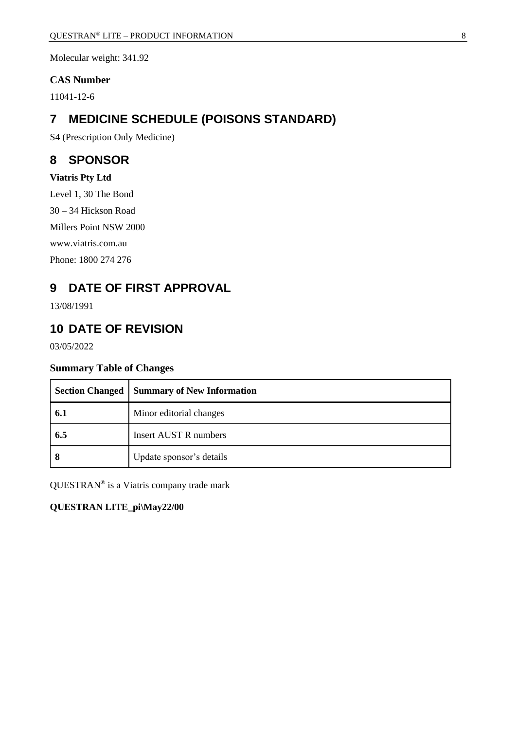Molecular weight: 341.92

**CAS Number**

11041-12-6

# 7 MEDICINE SCHEDULE (POISONS STANDARD)

S4 (Prescription Only Medicine)

# 8 SPONSOR

**Viatris Pty Ltd**

Level 1, 30 The Bond

30 – 34 Hickson Road

Millers Point NSW 2000

www.viatris.com.au

Phone: 1800 274 276

# 9 DATE OF FIRST APPROVAL

13/08/1991

# 10 DATE OF REVISION

03/05/2022

**Summary Table of Changes**

| Section Changed | Summary of New Information |
|---|---|
| **6.1** | Minor editorial changes |
| **6.5** | Insert AUST R numbers |
| **8** | Update sponsor's details |

QUESTRAN® is a Viatris company trade mark

**QUESTRAN LITE_pi\May22/00**